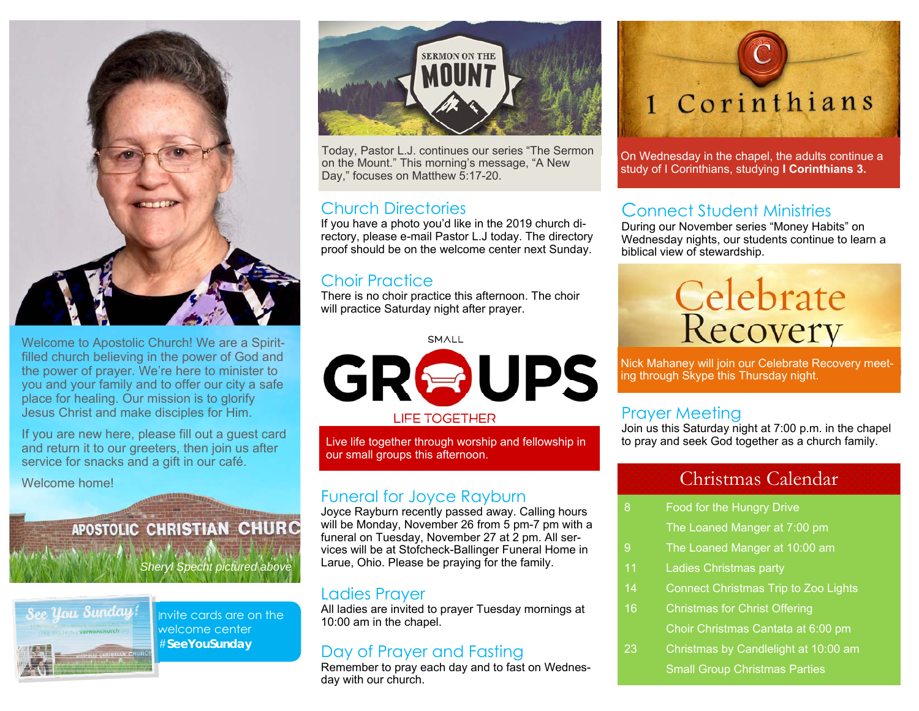Welcome to Apostolic Church! We are a Spirit-filled church believing in the power of God and the power of prayer. We're here to minister to you and your family and to offer our city a safe place for healing. Our mission is to glorify Jesus Christ and make disciples for Him.

If you are new here, please fill out a guest card and return it to our greeters, then join us after service for snacks and a gift in our café.

Welcome home!

*Sheryl Specht pictured above*

Invite cards are on the welcome center #**SeeYouSunday**

## SERMON ON THE MOUNT

Today, Pastor L.J. continues our series "The Sermon on the Mount." This morning's message, "A New Day," focuses on Matthew 5:17-20.

## Church Directories

If you have a photo you'd like in the 2019 church directory, please e-mail Pastor L.J today. The directory proof should be on the welcome center next Sunday.

## Choir Practice

There is no choir practice this afternoon. The choir will practice Saturday night after prayer.

## SMALL GROUPS

LIFE TOGETHER

Live life together through worship and fellowship in our small groups this afternoon.

## Funeral for Joyce Rayburn

Joyce Rayburn recently passed away. Calling hours will be Monday, November 26 from 5 pm-7 pm with a funeral on Tuesday, November 27 at 2 pm. All services will be at Stofcheck-Ballinger Funeral Home in Larue, Ohio. Please be praying for the family.

## Ladies Prayer

All ladies are invited to prayer Tuesday mornings at 10:00 am in the chapel.

## Day of Prayer and Fasting

Remember to pray each day and to fast on Wednesday with our church.

## 1 Corinthians

On Wednesday in the chapel, the adults continue a study of I Corinthians, studying **I Corinthians 3.**

## Connect Student Ministries

During our November series "Money Habits" on Wednesday nights, our students continue to learn a biblical view of stewardship.

## Celebrate Recovery

Nick Mahaney will join our Celebrate Recovery meeting through Skype this Thursday night.

## Prayer Meeting

Join us this Saturday night at 7:00 p.m. in the chapel to pray and seek God together as a church family.

## Christmas Calendar

| | |
|---|---|
| 8 | Food for the Hungry Drive |
| | The Loaned Manger at 7:00 pm |
| 9 | The Loaned Manger at 10:00 am |
| 11 | Ladies Christmas party |
| 14 | Connect Christmas Trip to Zoo Lights |
| 16 | Christmas for Christ Offering |
| | Choir Christmas Cantata at 6:00 pm |
| 23 | Christmas by Candlelight at 10:00 am |
| | Small Group Christmas Parties |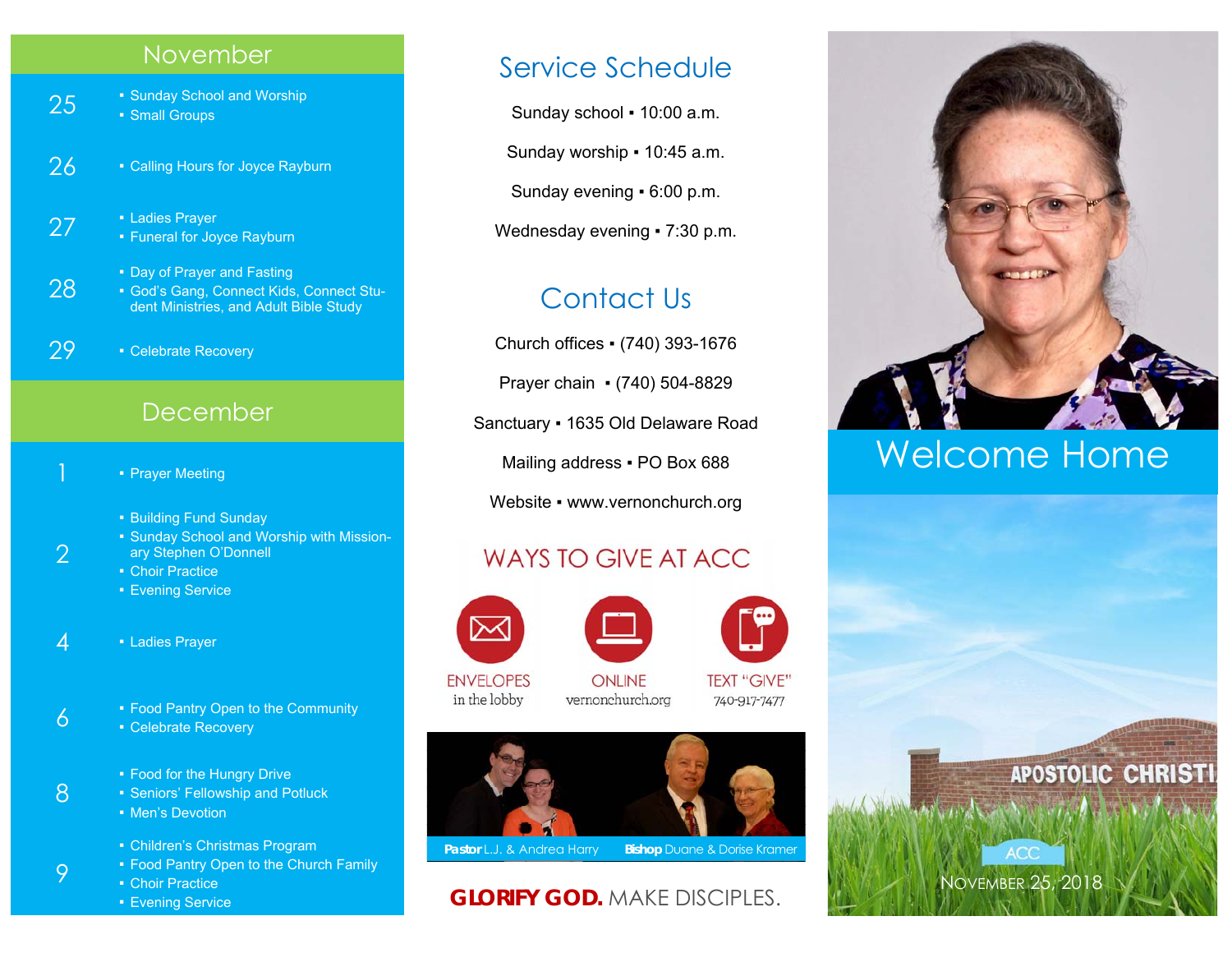## November

**25**
- Sunday School and Worship
- Small Groups

**26**
- Calling Hours for Joyce Rayburn

**27**
- Ladies Prayer
- Funeral for Joyce Rayburn

**28**
- Day of Prayer and Fasting
- God's Gang, Connect Kids, Connect Student Ministries, and Adult Bible Study

**29**
- Celebrate Recovery

## December

**1**
- Prayer Meeting

**2**
- Building Fund Sunday
- Sunday School and Worship with Missionary Stephen O'Donnell
- Choir Practice
- Evening Service

**4**
- Ladies Prayer

**6**
- Food Pantry Open to the Community
- Celebrate Recovery

**8**
- Food for the Hungry Drive
- Seniors' Fellowship and Potluck
- Men's Devotion

**9**
- Children's Christmas Program
- Food Pantry Open to the Church Family
- Choir Practice
- Evening Service

## Service Schedule

Sunday school ▪ 10:00 a.m.

Sunday worship ▪ 10:45 a.m.

Sunday evening ▪ 6:00 p.m.

Wednesday evening ▪ 7:30 p.m.

## Contact Us

Church offices ▪ (740) 393-1676

Prayer chain ▪ (740) 504-8829

Sanctuary ▪ 1635 Old Delaware Road

Mailing address ▪ PO Box 688

Website ▪ www.vernonchurch.org

## WAYS TO GIVE AT ACC

ENVELOPES in the lobby

ONLINE vernonchurch.org

TEXT "GIVE" 740-917-7477

**Pastor** L.J. & Andrea Harry **Bishop** Duane & Dorise Kramer

**GLORIFY GOD.** MAKE DISCIPLES.

# Welcome Home

APOSTOLIC CHRISTI

ACC

NOVEMBER 25, 2018